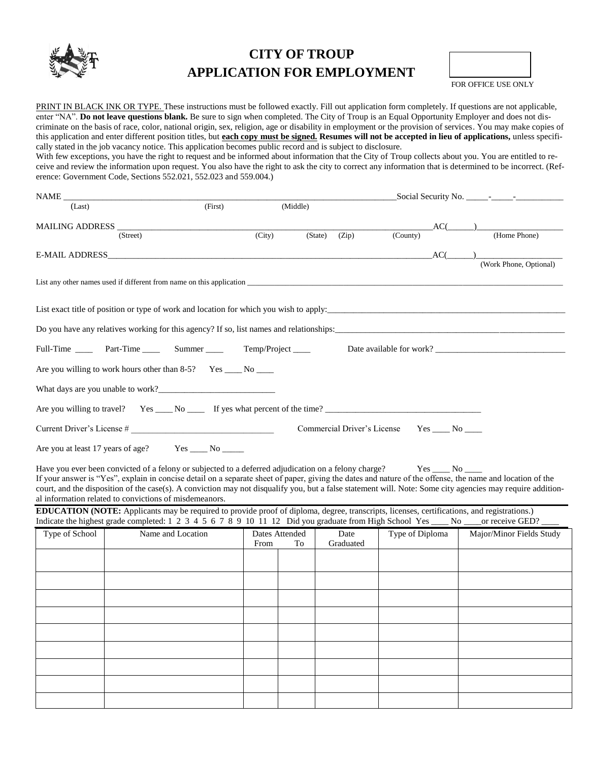# CITY OF TROUP
# APPLICATION FOR EMPLOYMENT

FOR OFFICE USE ONLY

PRINT IN BLACK INK OR TYPE. These instructions must be followed exactly. Fill out application form completely. If questions are not applicable, enter "NA". **Do not leave questions blank.** Be sure to sign when completed. The City of Troup is an Equal Opportunity Employer and does not discriminate on the basis of race, color, national origin, sex, religion, age or disability in employment or the provision of services. You may make copies of this application and enter different position titles, but **each copy must be signed. Resumes will not be accepted in lieu of applications,** unless specifically stated in the job vacancy notice. This application becomes public record and is subject to disclosure.
With few exceptions, you have the right to request and be informed about information that the City of Troup collects about you. You are entitled to receive and review the information upon request. You also have the right to ask the city to correct any information that is determined to be incorrect. (Reference: Government Code, Sections 552.021, 552.023 and 559.004.)

NAME ______________________________ Social Security No. _____-_____-__________
(Last) (First) (Middle)

MAILING ADDRESS ______________________________ AC(_____)__________________
(Street) (City) (State) (Zip) (County) (Home Phone)

E-MAIL ADDRESS______________________________ AC(_____)__________________
(Work Phone, Optional)

List any other names used if different from name on this application ______________________________

List exact title of position or type of work and location for which you wish to apply:______________________________

Do you have any relatives working for this agency? If so, list names and relationships:______________________________

Full-Time ____ Part-Time ____ Summer ____ Temp/Project ____ Date available for work? ______________________

Are you willing to work hours other than 8-5? Yes ____ No ____

What days are you unable to work?__________________________

Are you willing to travel? Yes ____ No ____ If yes what percent of the time? ______________________

Current Driver's License # ______________________ Commercial Driver's License Yes ____ No ____

Are you at least 17 years of age? Yes ____ No _____

Have you ever been convicted of a felony or subjected to a deferred adjudication on a felony charge? Yes ____ No ____
If your answer is "Yes", explain in concise detail on a separate sheet of paper, giving the dates and nature of the offense, the name and location of the court, and the disposition of the case(s). A conviction may not disqualify you, but a false statement will. Note: Some city agencies may require additional information related to convictions of misdemeanors.

**EDUCATION (NOTE:** Applicants may be required to provide proof of diploma, degree, transcripts, licenses, certifications, and registrations.)
Indicate the highest grade completed: 1 2 3 4 5 6 7 8 9 10 11 12 Did you graduate from High School Yes ____ No ____or receive GED? ____

| Type of School | Name and Location | Dates Attended | | Date Graduated | Type of Diploma | Major/Minor Fields Study |
|---|---|---|---|---|---|---|
| | | From | To | | | |
| | | | | | | |
| | | | | | | |
| | | | | | | |
| | | | | | | |
| | | | | | | |
| | | | | | | |
| | | | | | | |
| | | | | | | |
| | | | | | | |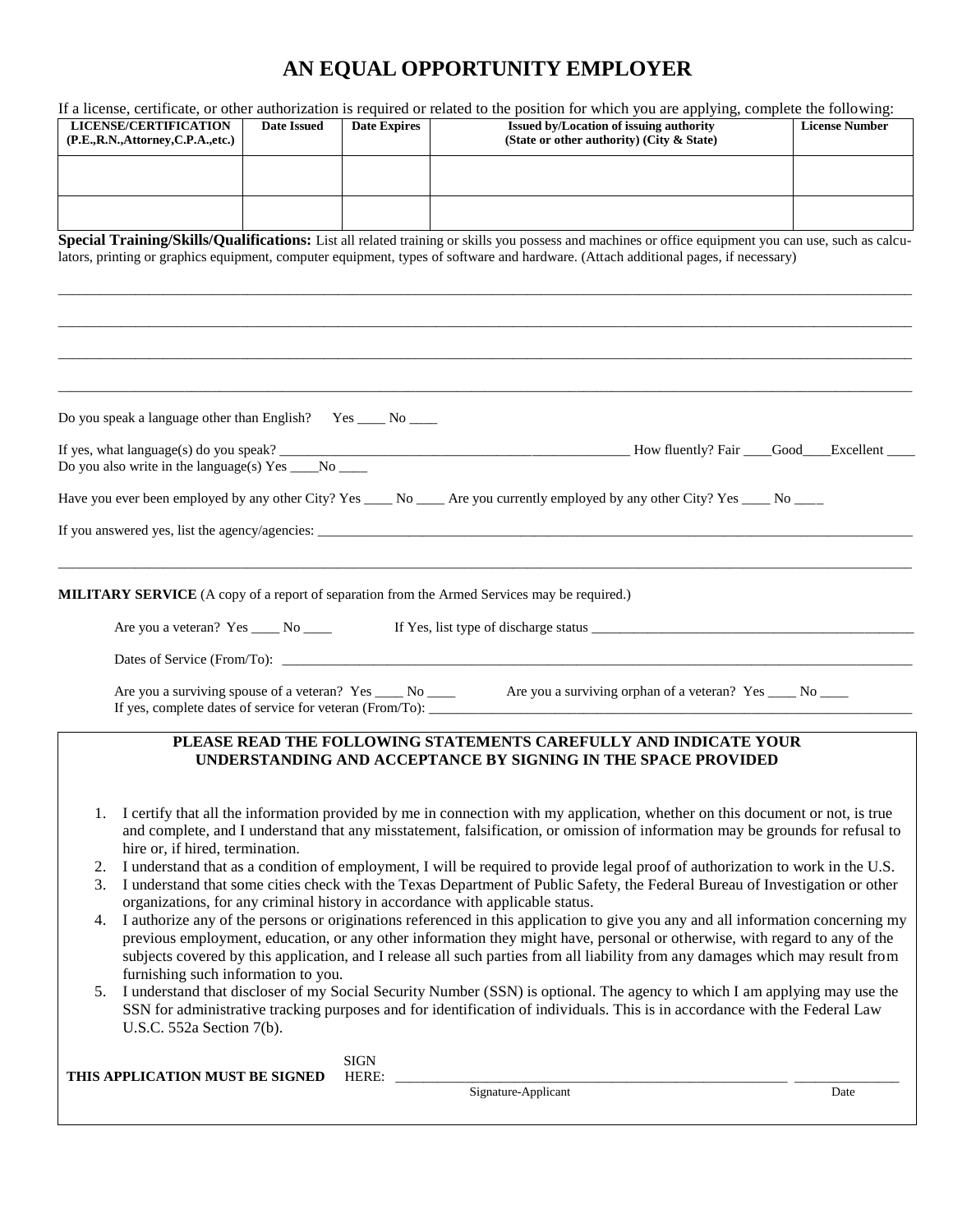# AN EQUAL OPPORTUNITY EMPLOYER

If a license, certificate, or other authorization is required or related to the position for which you are applying, complete the following:

| LICENSE/CERTIFICATION (P.E.,R.N.,Attorney,C.P.A.,etc.) | Date Issued | Date Expires | Issued by/Location of issuing authority (State or other authority) (City & State) | License Number |
|---|---|---|---|---|
| | | | | |
| | | | | |

**Special Training/Skills/Qualifications:** List all related training or skills you possess and machines or office equipment you can use, such as calculators, printing or graphics equipment, computer equipment, types of software and hardware. (Attach additional pages, if necessary)

_______________________________________________________________________________________________

_______________________________________________________________________________________________

_______________________________________________________________________________________________

_______________________________________________________________________________________________

Do you speak a language other than English? Yes ____ No ____

If yes, what language(s) do you speak? ________________________________________ How fluently? Fair ____Good____Excellent ____
Do you also write in the language(s) Yes ____No ____

Have you ever been employed by any other City? Yes ____ No ____ Are you currently employed by any other City? Yes ____ No ____

If you answered yes, list the agency/agencies: ______________________________________________________________

_______________________________________________________________________________________________

**MILITARY SERVICE** (A copy of a report of separation from the Armed Services may be required.)

Are you a veteran? Yes ____ No ____ If Yes, list type of discharge status ________________________________

Dates of Service (From/To): ____________________________________________________________________

Are you a surviving spouse of a veteran? Yes ____ No ____ Are you a surviving orphan of a veteran? Yes ____ No ____
If yes, complete dates of service for veteran (From/To): _____________________________________________

**PLEASE READ THE FOLLOWING STATEMENTS CAREFULLY AND INDICATE YOUR UNDERSTANDING AND ACCEPTANCE BY SIGNING IN THE SPACE PROVIDED**

1. I certify that all the information provided by me in connection with my application, whether on this document or not, is true and complete, and I understand that any misstatement, falsification, or omission of information may be grounds for refusal to hire or, if hired, termination.
2. I understand that as a condition of employment, I will be required to provide legal proof of authorization to work in the U.S.
3. I understand that some cities check with the Texas Department of Public Safety, the Federal Bureau of Investigation or other organizations, for any criminal history in accordance with applicable status.
4. I authorize any of the persons or originations referenced in this application to give you any and all information concerning my previous employment, education, or any other information they might have, personal or otherwise, with regard to any of the subjects covered by this application, and I release all such parties from all liability from any damages which may result from furnishing such information to you.
5. I understand that discloser of my Social Security Number (SSN) is optional. The agency to which I am applying may use the SSN for administrative tracking purposes and for identification of individuals. This is in accordance with the Federal Law U.S.C. 552a Section 7(b).

**THIS APPLICATION MUST BE SIGNED** SIGN HERE: ________________________________________ ______________
Signature-Applicant Date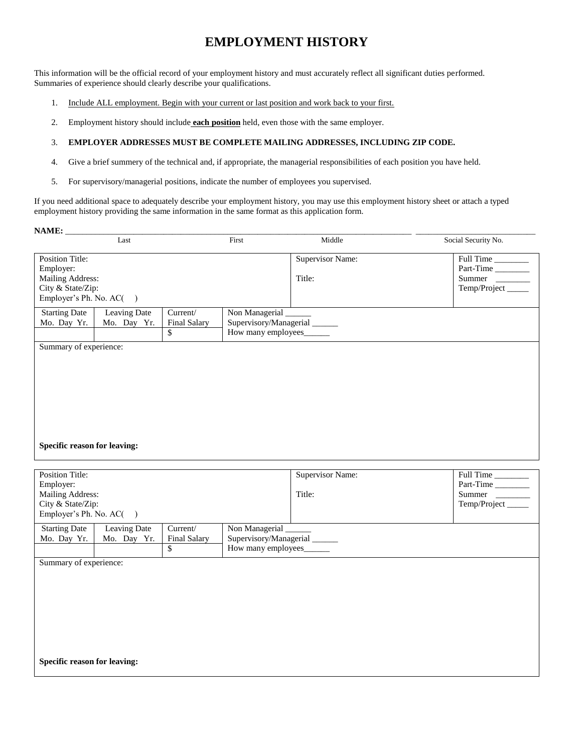# EMPLOYMENT HISTORY

This information will be the official record of your employment history and must accurately reflect all significant duties performed. Summaries of experience should clearly describe your qualifications.

1. Include ALL employment. Begin with your current or last position and work back to your first.
2. Employment history should include **each position** held, even those with the same employer.
3. **EMPLOYER ADDRESSES MUST BE COMPLETE MAILING ADDRESSES, INCLUDING ZIP CODE.**
4. Give a brief summery of the technical and, if appropriate, the managerial responsibilities of each position you have held.
5. For supervisory/managerial positions, indicate the number of employees you supervised.

If you need additional space to adequately describe your employment history, you may use this employment history sheet or attach a typed employment history providing the same information in the same format as this application form.

**NAME:** ______________________________________________________________ ____________________
Last First Middle Social Security No.

| Position Title:<br>Employer:<br>Mailing Address:<br>City & State/Zip:<br>Employer's Ph. No. AC( ) | | | Supervisor Name:<br><br>Title: | Full Time ________<br>Part-Time ________<br>Summer ________<br>Temp/Project _____ |
|---|---|---|---|---|
| Starting Date<br>Mo. Day Yr. | Leaving Date<br>Mo. Day Yr. | Current/<br>Final Salary<br>$ | Non Managerial ______<br>Supervisory/Managerial ______<br>How many employees______ | |
| Summary of experience:<br><br><br><br><br>**Specific reason for leaving:** | | | | |

| Position Title:<br>Employer:<br>Mailing Address:<br>City & State/Zip:<br>Employer's Ph. No. AC( ) | | | Supervisor Name:<br><br>Title: | Full Time ________<br>Part-Time ________<br>Summer ________<br>Temp/Project _____ |
|---|---|---|---|---|
| Starting Date<br>Mo. Day Yr. | Leaving Date<br>Mo. Day Yr. | Current/<br>Final Salary<br>$ | Non Managerial ______<br>Supervisory/Managerial ______<br>How many employees______ | |
| Summary of experience:<br><br><br><br><br>**Specific reason for leaving:** | | | | |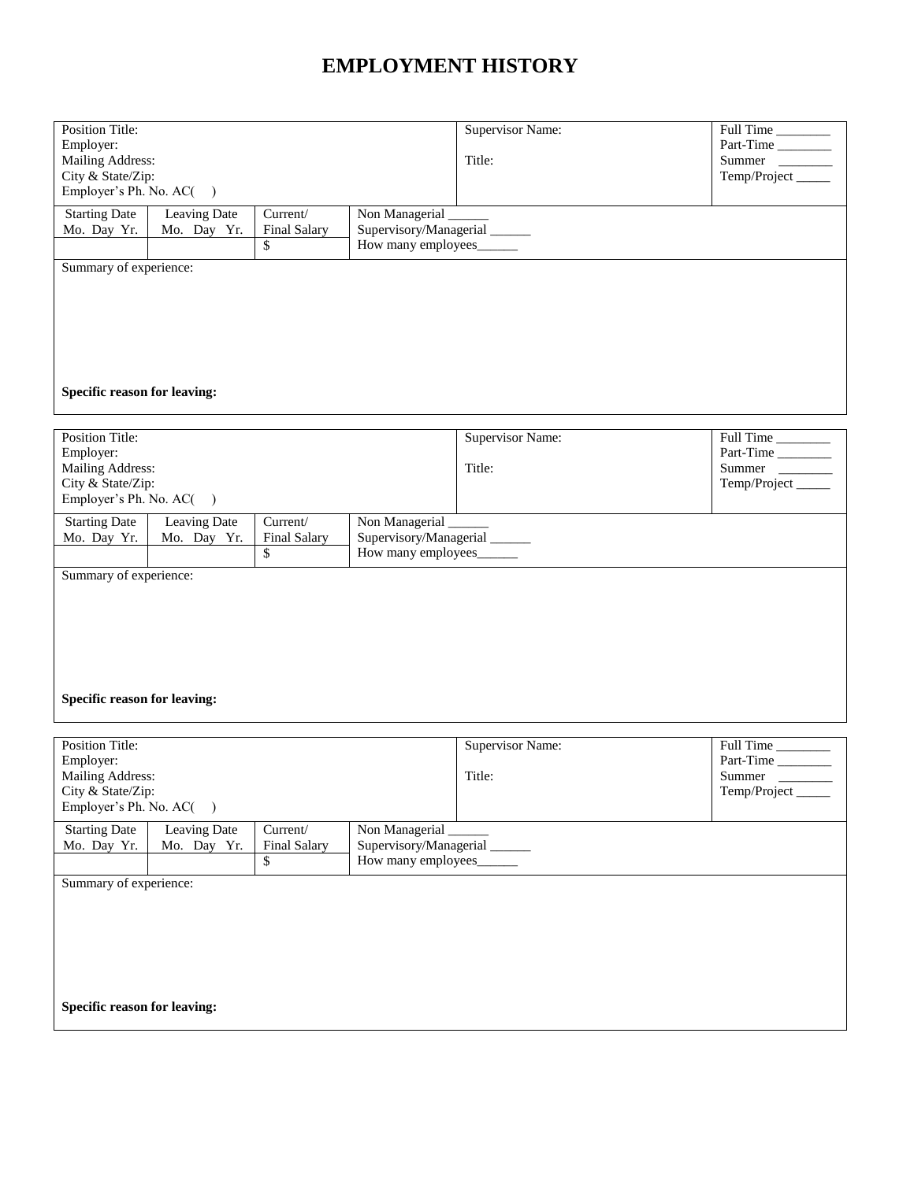# EMPLOYMENT HISTORY

| Position Title:<br>Employer:<br>Mailing Address:<br>City & State/Zip:<br>Employer's Ph. No. AC(    ) | | | | Supervisor Name:<br><br>Title: | Full Time ________<br>Part-Time ________<br>Summer ________<br>Temp/Project _____ |
|---|---|---|---|---|---|
| Starting Date<br>Mo. Day Yr. | Leaving Date<br>Mo. Day Yr. | Current/<br>Final Salary | Non Managerial ______<br>Supervisory/Managerial ______<br>How many employees______ | | |
| | | $ | | | |
| Summary of experience: | | | | | |
| **Specific reason for leaving:** | | | | | |

| Position Title:<br>Employer:<br>Mailing Address:<br>City & State/Zip:<br>Employer's Ph. No. AC(    ) | | | | Supervisor Name:<br><br>Title: | Full Time ________<br>Part-Time ________<br>Summer ________<br>Temp/Project _____ |
|---|---|---|---|---|---|
| Starting Date<br>Mo. Day Yr. | Leaving Date<br>Mo. Day Yr. | Current/<br>Final Salary | Non Managerial ______<br>Supervisory/Managerial ______<br>How many employees______ | | |
| | | $ | | | |
| Summary of experience: | | | | | |
| **Specific reason for leaving:** | | | | | |

| Position Title:<br>Employer:<br>Mailing Address:<br>City & State/Zip:<br>Employer's Ph. No. AC(    ) | | | | Supervisor Name:<br><br>Title: | Full Time ________<br>Part-Time ________<br>Summer ________<br>Temp/Project _____ |
|---|---|---|---|---|---|
| Starting Date<br>Mo. Day Yr. | Leaving Date<br>Mo. Day Yr. | Current/<br>Final Salary | Non Managerial ______<br>Supervisory/Managerial ______<br>How many employees______ | | |
| | | $ | | | |
| Summary of experience: | | | | | |
| **Specific reason for leaving:** | | | | | |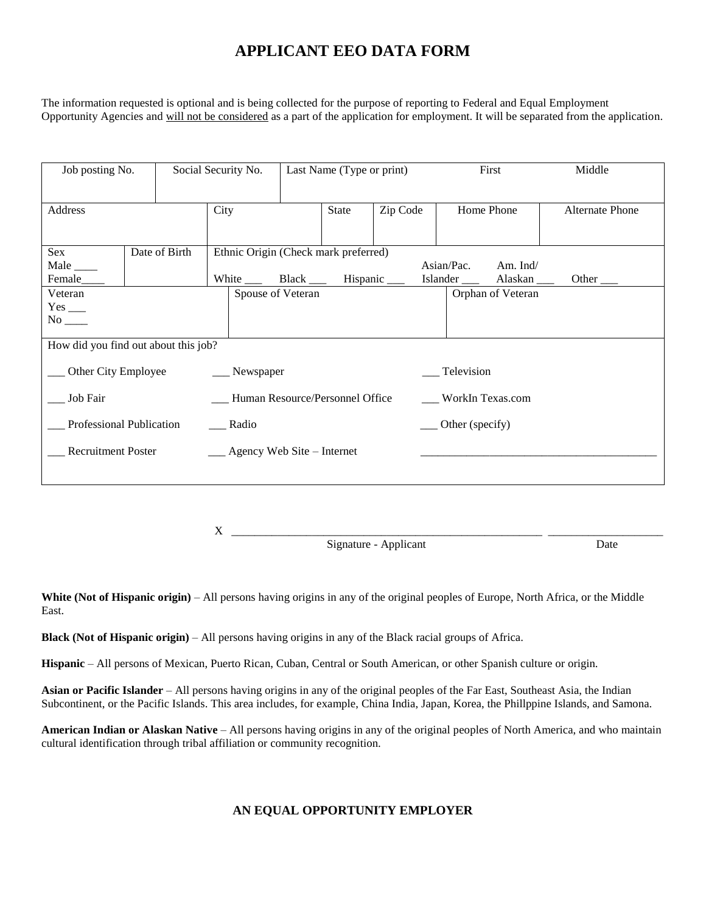# APPLICANT EEO DATA FORM

The information requested is optional and is being collected for the purpose of reporting to Federal and Equal Employment Opportunity Agencies and <u>will not be considered</u> as a part of the application for employment. It will be separated from the application.

| Job posting No. | Social Security No. | Last Name (Type or print) | First | Middle |
|---|---|---|---|---|
| | | | | |

| Address | City | State | Zip Code | Home Phone | Alternate Phone |
|---|---|---|---|---|---|
| | | | | | |

| Sex | Date of Birth | Ethnic Origin (Check mark preferred) |
|---|---|---|
| Male ____ <br> Female____ | | White ___ Black ___ Hispanic ___ Asian/Pac. Islander ___ Am. Ind/ Alaskan ___ Other ___ |

| Veteran | Spouse of Veteran | Orphan of Veteran |
|---|---|---|
| Yes ___ <br> No ____ | | |

How did you find out about this job?

| | | |
|---|---|---|
| ___ Other City Employee | ___ Newspaper | ___ Television |
| ___ Job Fair | ___ Human Resource/Personnel Office | ___ WorkIn Texas.com |
| ___ Professional Publication | ___ Radio | ___ Other (specify) |
| ___ Recruitment Poster | ___ Agency Web Site – Internet | ________________________________________ |

X ______________________________________________________ ____________________

Signature - Applicant Date

**White (Not of Hispanic origin)** – All persons having origins in any of the original peoples of Europe, North Africa, or the Middle East.

**Black (Not of Hispanic origin)** – All persons having origins in any of the Black racial groups of Africa.

**Hispanic** – All persons of Mexican, Puerto Rican, Cuban, Central or South American, or other Spanish culture or origin.

**Asian or Pacific Islander** – All persons having origins in any of the original peoples of the Far East, Southeast Asia, the Indian Subcontinent, or the Pacific Islands. This area includes, for example, China India, Japan, Korea, the Phillppine Islands, and Samona.

**American Indian or Alaskan Native** – All persons having origins in any of the original peoples of North America, and who maintain cultural identification through tribal affiliation or community recognition.

**AN EQUAL OPPORTUNITY EMPLOYER**